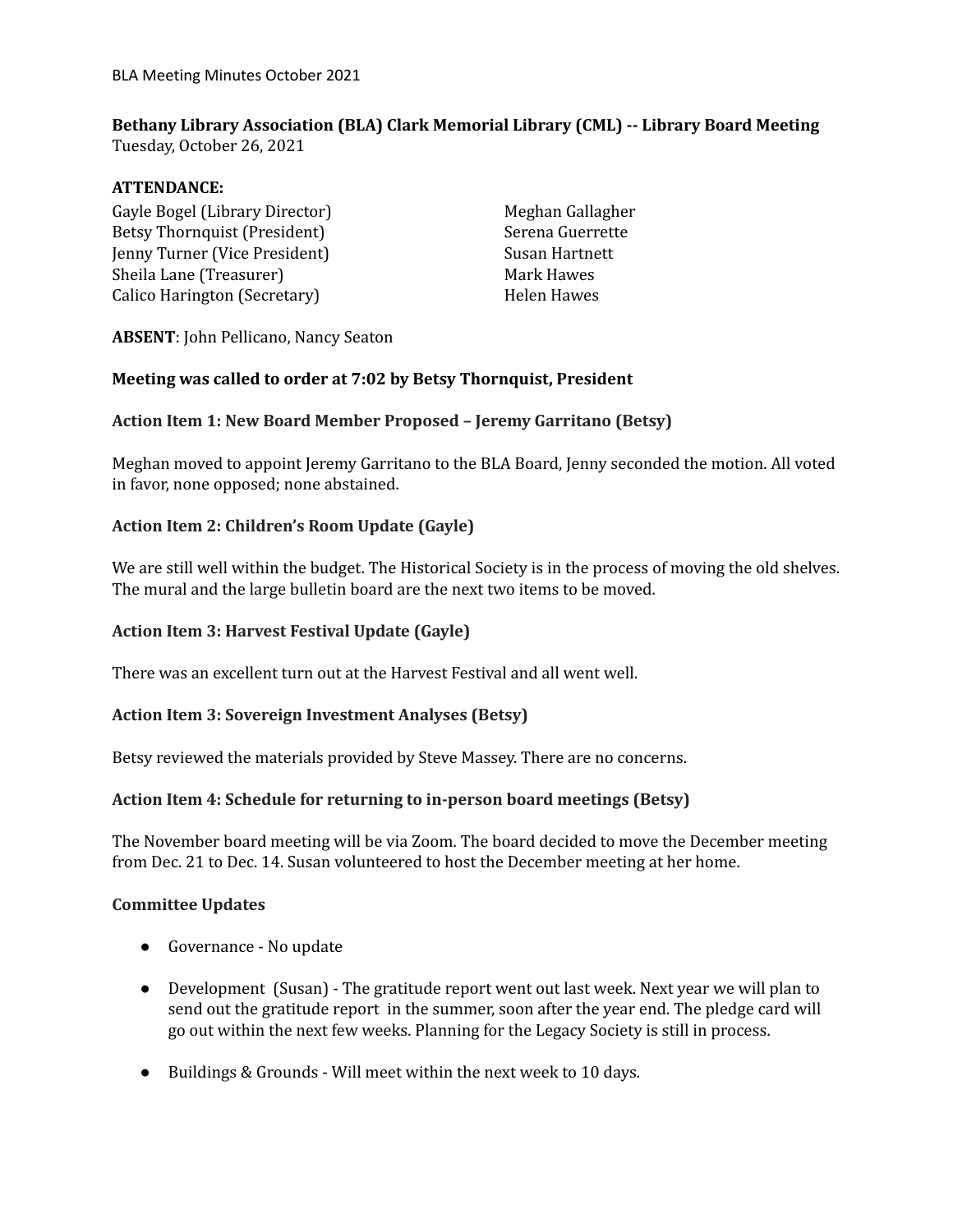BLA Meeting Minutes October 2021

**Bethany Library Association (BLA) Clark Memorial Library (CML) -- Library Board Meeting**
Tuesday, October 26, 2021

**ATTENDANCE:**

Gayle Bogel (Library Director)
Betsy Thornquist (President)
Jenny Turner (Vice President)
Sheila Lane (Treasurer)
Calico Harington (Secretary)
Meghan Gallagher
Serena Guerrette
Susan Hartnett
Mark Hawes
Helen Hawes

**ABSENT**: John Pellicano, Nancy Seaton

**Meeting was called to order at 7:02 by Betsy Thornquist, President**

**Action Item 1: New Board Member Proposed – Jeremy Garritano (Betsy)**

Meghan moved to appoint Jeremy Garritano to the BLA Board, Jenny seconded the motion. All voted in favor, none opposed; none abstained.

**Action Item 2: Children's Room Update (Gayle)**

We are still well within the budget. The Historical Society is in the process of moving the old shelves. The mural and the large bulletin board are the next two items to be moved.

**Action Item 3: Harvest Festival Update (Gayle)**

There was an excellent turn out at the Harvest Festival and all went well.

**Action Item 3: Sovereign Investment Analyses (Betsy)**

Betsy reviewed the materials provided by Steve Massey. There are no concerns.

**Action Item 4: Schedule for returning to in-person board meetings (Betsy)**

The November board meeting will be via Zoom. The board decided to move the December meeting from Dec. 21 to Dec. 14. Susan volunteered to host the December meeting at her home.

**Committee Updates**

- Governance - No update
- Development (Susan) - The gratitude report went out last week. Next year we will plan to send out the gratitude report in the summer, soon after the year end. The pledge card will go out within the next few weeks. Planning for the Legacy Society is still in process.
- Buildings & Grounds - Will meet within the next week to 10 days.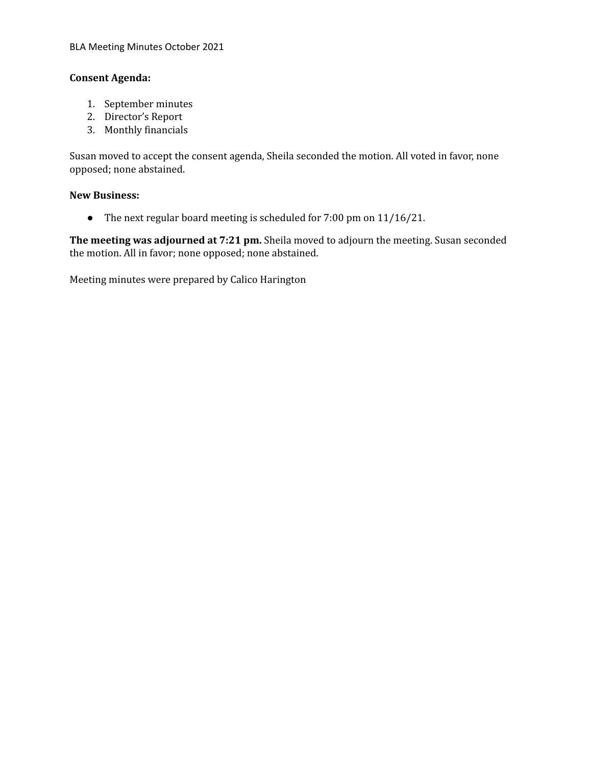**Consent Agenda:**

1. September minutes
2. Director's Report
3. Monthly financials

Susan moved to accept the consent agenda, Sheila seconded the motion. All voted in favor, none opposed; none abstained.

**New Business:**

- The next regular board meeting is scheduled for 7:00 pm on 11/16/21.

**The meeting was adjourned at 7:21 pm.** Sheila moved to adjourn the meeting. Susan seconded the motion. All in favor; none opposed; none abstained.

Meeting minutes were prepared by Calico Harington